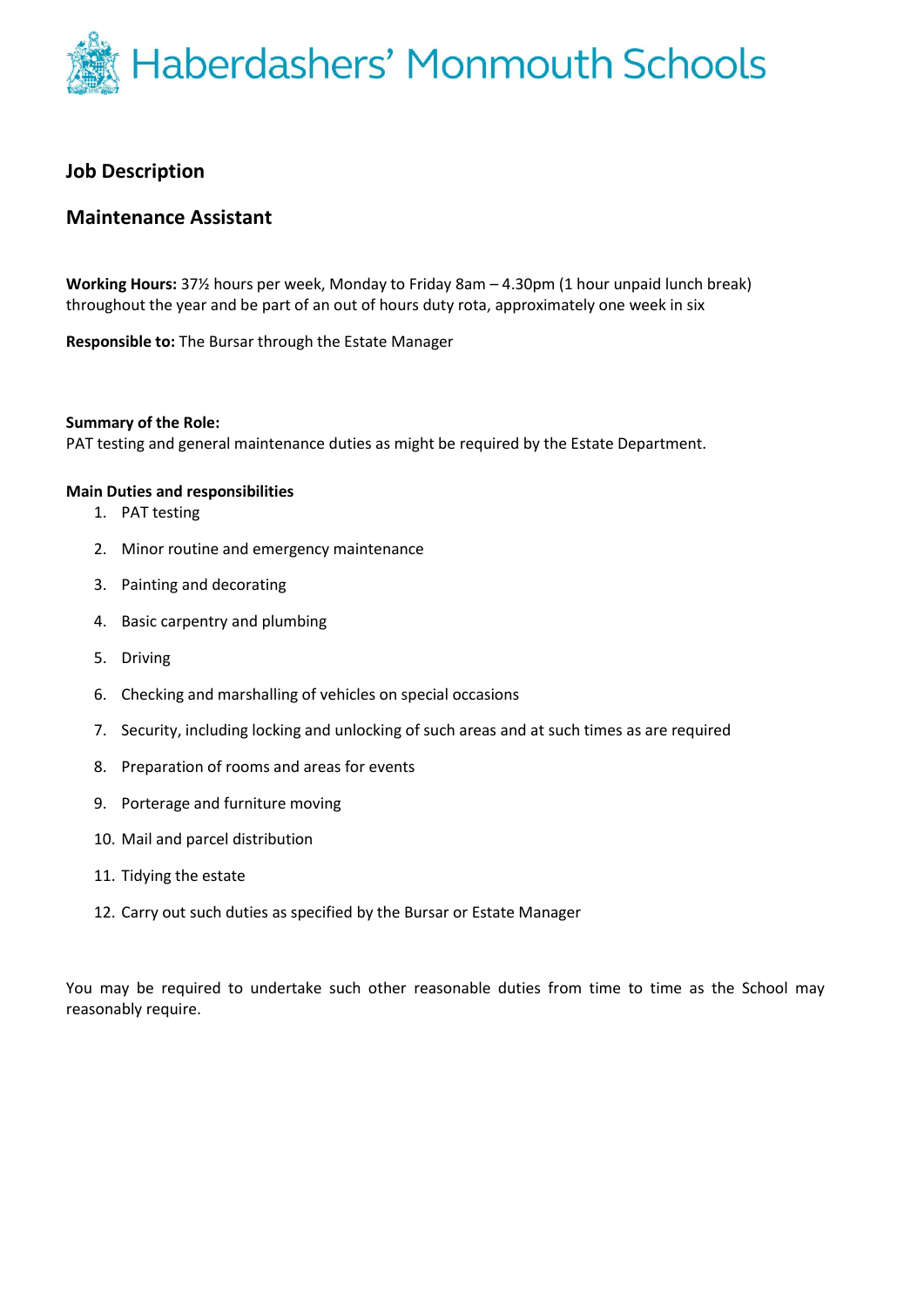# Haberdashers' Monmouth Schools

## Job Description

## Maintenance Assistant

**Working Hours:** 37½ hours per week, Monday to Friday 8am – 4.30pm (1 hour unpaid lunch break) throughout the year and be part of an out of hours duty rota, approximately one week in six

**Responsible to:** The Bursar through the Estate Manager

**Summary of the Role:**
PAT testing and general maintenance duties as might be required by the Estate Department.

**Main Duties and responsibilities**

1. PAT testing
2. Minor routine and emergency maintenance
3. Painting and decorating
4. Basic carpentry and plumbing
5. Driving
6. Checking and marshalling of vehicles on special occasions
7. Security, including locking and unlocking of such areas and at such times as are required
8. Preparation of rooms and areas for events
9. Porterage and furniture moving
10. Mail and parcel distribution
11. Tidying the estate
12. Carry out such duties as specified by the Bursar or Estate Manager

You may be required to undertake such other reasonable duties from time to time as the School may reasonably require.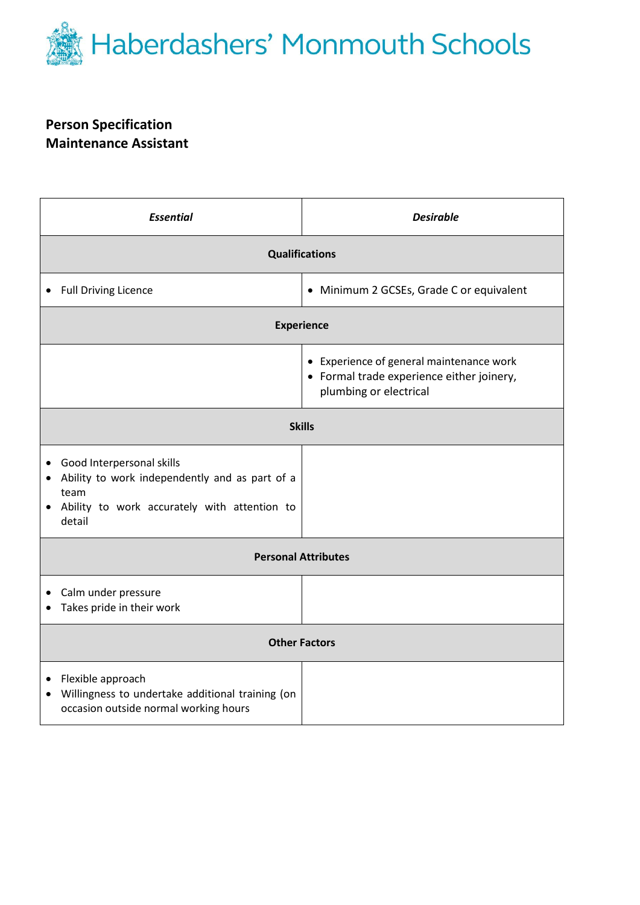Haberdashers' Monmouth Schools

**Person Specification**
**Maintenance Assistant**

| ***Essential*** | ***Desirable*** |
|---|---|
| **Qualifications** | |
| • Full Driving Licence | • Minimum 2 GCSEs, Grade C or equivalent |
| **Experience** | |
| | • Experience of general maintenance work<br>• Formal trade experience either joinery, plumbing or electrical |
| **Skills** | |
| • Good Interpersonal skills<br>• Ability to work independently and as part of a team<br>• Ability to work accurately with attention to detail | |
| **Personal Attributes** | |
| • Calm under pressure<br>• Takes pride in their work | |
| **Other Factors** | |
| • Flexible approach<br>• Willingness to undertake additional training (on occasion outside normal working hours | |